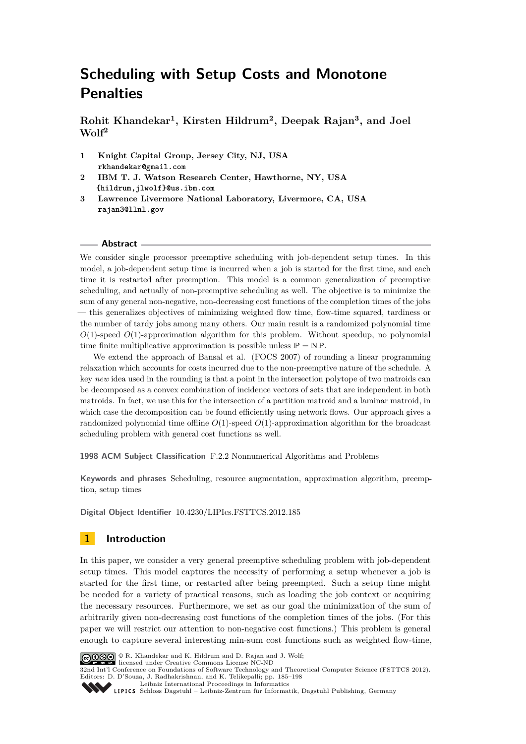# Scheduling with Setup Costs and Monotone Penalties

**Rohit Khandekar[1], Kirsten Hildrum[2], Deepak Rajan[3], and Joel Wolf[2]**

1. **Knight Capital Group, Jersey City, NJ, USA**
   `rkhandekar@gmail.com`
2. **IBM T. J. Watson Research Center, Hawthorne, NY, USA**
   `{hildrum,jlwolf}@us.ibm.com`
3. **Lawrence Livermore National Laboratory, Livermore, CA, USA**
   `rajan3@llnl.gov`

## Abstract

We consider single processor preemptive scheduling with job-dependent setup times. In this model, a job-dependent setup time is incurred when a job is started for the first time, and each time it is restarted after preemption. This model is a common generalization of preemptive scheduling, and actually of non-preemptive scheduling as well. The objective is to minimize the sum of any general non-negative, non-decreasing cost functions of the completion times of the jobs — this generalizes objectives of minimizing weighted flow time, flow-time squared, tardiness or the number of tardy jobs among many others. Our main result is a randomized polynomial time $O(1)$-speed $O(1)$-approximation algorithm for this problem. Without speedup, no polynomial time finite multiplicative approximation is possible unless $\mathbb{P} = \mathbb{NP}$.

We extend the approach of Bansal et al. (FOCS 2007) of rounding a linear programming relaxation which accounts for costs incurred due to the non-preemptive nature of the schedule. A key *new* idea used in the rounding is that a point in the intersection polytope of two matroids can be decomposed as a convex combination of incidence vectors of sets that are independent in both matroids. In fact, we use this for the intersection of a partition matroid and a laminar matroid, in which case the decomposition can be found efficiently using network flows. Our approach gives a randomized polynomial time offline $O(1)$-speed $O(1)$-approximation algorithm for the broadcast scheduling problem with general cost functions as well.

**1998 ACM Subject Classification** F.2.2 Nonnumerical Algorithms and Problems

**Keywords and phrases** Scheduling, resource augmentation, approximation algorithm, preemption, setup times

**Digital Object Identifier** 10.4230/LIPIcs.FSTTCS.2012.185

## 1 Introduction

In this paper, we consider a very general preemptive scheduling problem with job-dependent setup times. This model captures the necessity of performing a setup whenever a job is started for the first time, or restarted after being preempted. Such a setup time might be needed for a variety of practical reasons, such as loading the job context or acquiring the necessary resources. Furthermore, we set as our goal the minimization of the sum of arbitrarily given non-decreasing cost functions of the completion times of the jobs. (For this paper we will restrict our attention to non-negative cost functions.) This problem is general enough to capture several interesting min-sum cost functions such as weighted flow-time,

© R. Khandekar and K. Hildrum and D. Rajan and J. Wolf; licensed under Creative Commons License NC-ND
32nd Int'l Conference on Foundations of Software Technology and Theoretical Computer Science (FSTTCS 2012).
Editors: D. D'Souza, J. Radhakrishnan, and K. Telikepalli; pp. 185–198
Leibniz International Proceedings in Informatics
Schloss Dagstuhl – Leibniz-Zentrum für Informatik, Dagstuhl Publishing, Germany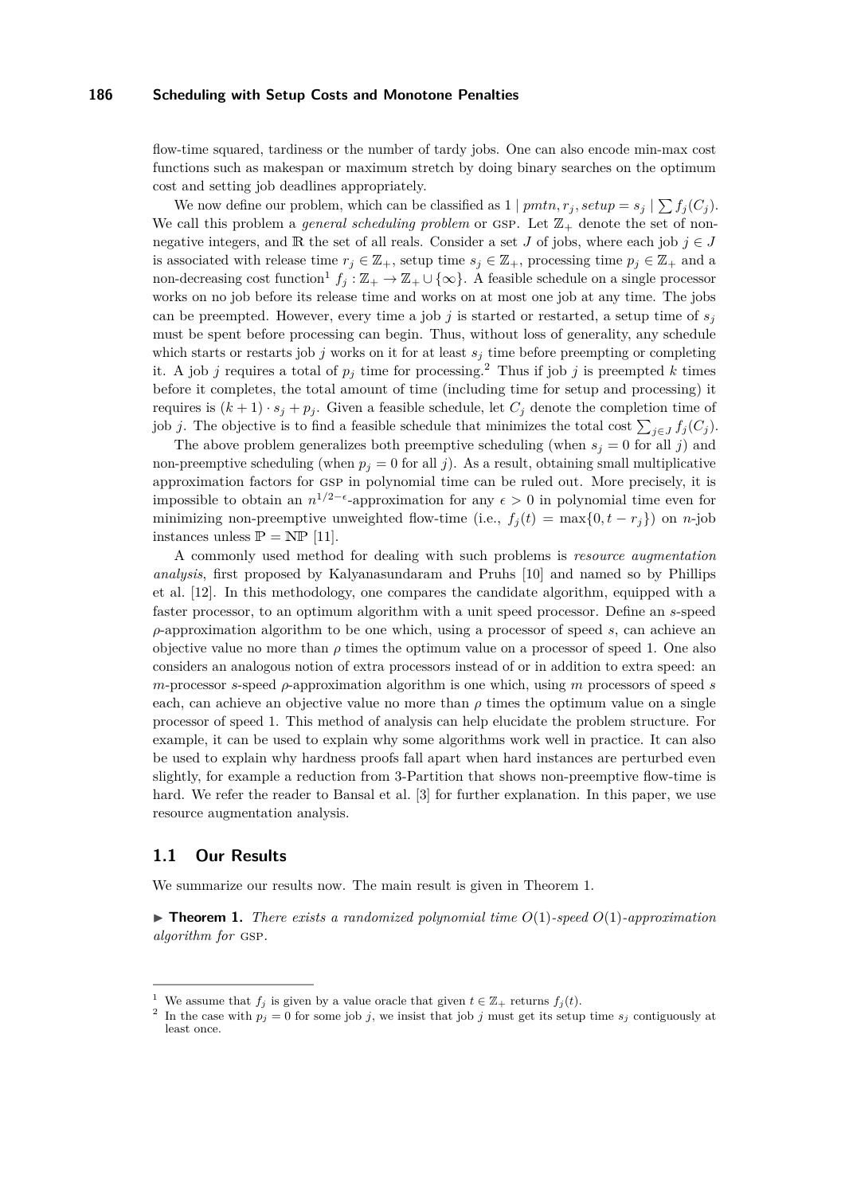flow-time squared, tardiness or the number of tardy jobs. One can also encode min-max cost functions such as makespan or maximum stretch by doing binary searches on the optimum cost and setting job deadlines appropriately.

We now define our problem, which can be classified as $1 \mid pmtn, r_j, setup = s_j \mid \sum f_j(C_j)$. We call this problem a *general scheduling problem* or GSP. Let $\mathbb{Z}_+$ denote the set of non-negative integers, and $\mathbb{R}$ the set of all reals. Consider a set $J$ of jobs, where each job $j \in J$ is associated with release time $r_j \in \mathbb{Z}_+$, setup time $s_j \in \mathbb{Z}_+$, processing time $p_j \in \mathbb{Z}_+$ and a non-decreasing cost function[1] $f_j : \mathbb{Z}_+ \to \mathbb{Z}_+ \cup \{\infty\}$. A feasible schedule on a single processor works on no job before its release time and works on at most one job at any time. The jobs can be preempted. However, every time a job $j$ is started or restarted, a setup time of $s_j$ must be spent before processing can begin. Thus, without loss of generality, any schedule which starts or restarts job $j$ works on it for at least $s_j$ time before preempting or completing it. A job $j$ requires a total of $p_j$ time for processing.[2] Thus if job $j$ is preempted $k$ times before it completes, the total amount of time (including time for setup and processing) it requires is $(k+1) \cdot s_j + p_j$. Given a feasible schedule, let $C_j$ denote the completion time of job $j$. The objective is to find a feasible schedule that minimizes the total cost $\sum_{j \in J} f_j(C_j)$.

The above problem generalizes both preemptive scheduling (when $s_j = 0$ for all $j$) and non-preemptive scheduling (when $p_j = 0$ for all $j$). As a result, obtaining small multiplicative approximation factors for GSP in polynomial time can be ruled out. More precisely, it is impossible to obtain an $n^{1/2-\epsilon}$-approximation for any $\epsilon > 0$ in polynomial time even for minimizing non-preemptive unweighted flow-time (i.e., $f_j(t) = \max\{0, t - r_j\}$) on $n$-job instances unless $\mathbb{P} = \mathbb{NP}$ [11].

A commonly used method for dealing with such problems is *resource augmentation analysis*, first proposed by Kalyanasundaram and Pruhs [10] and named so by Phillips et al. [12]. In this methodology, one compares the candidate algorithm, equipped with a faster processor, to an optimum algorithm with a unit speed processor. Define an $s$-speed $\rho$-approximation algorithm to be one which, using a processor of speed $s$, can achieve an objective value no more than $\rho$ times the optimum value on a processor of speed 1. One also considers an analogous notion of extra processors instead of or in addition to extra speed: an $m$-processor $s$-speed $\rho$-approximation algorithm is one which, using $m$ processors of speed $s$ each, can achieve an objective value no more than $\rho$ times the optimum value on a single processor of speed 1. This method of analysis can help elucidate the problem structure. For example, it can be used to explain why some algorithms work well in practice. It can also be used to explain why hardness proofs fall apart when hard instances are perturbed even slightly, for example a reduction from 3-Partition that shows non-preemptive flow-time is hard. We refer the reader to Bansal et al. [3] for further explanation. In this paper, we use resource augmentation analysis.

## 1.1 Our Results

We summarize our results now. The main result is given in Theorem 1.

▶ **Theorem 1.** *There exists a randomized polynomial time $O(1)$-speed $O(1)$-approximation algorithm for* GSP.

---

[1] We assume that $f_j$ is given by a value oracle that given $t \in \mathbb{Z}_+$ returns $f_j(t)$.

[2] In the case with $p_j = 0$ for some job $j$, we insist that job $j$ must get its setup time $s_j$ contiguously at least once.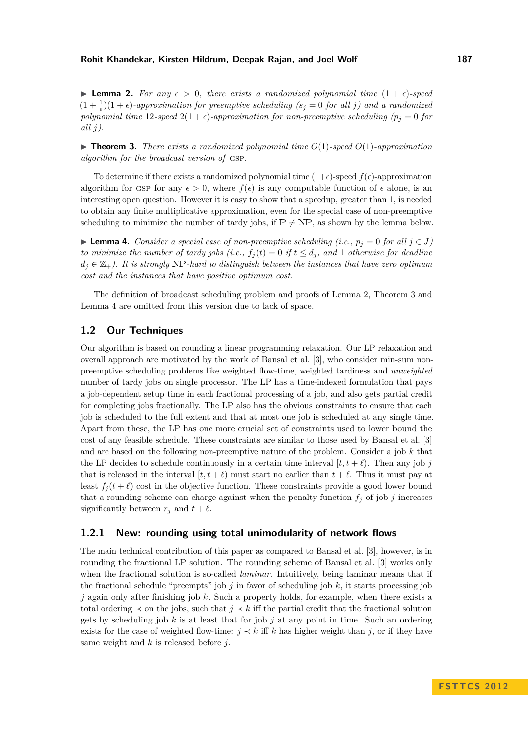▶ **Lemma 2.** *For any $\epsilon > 0$, there exists a randomized polynomial time $(1+\epsilon)$-speed $(1+\frac{1}{\epsilon})(1+\epsilon)$-approximation for preemptive scheduling ($s_j = 0$ for all $j$) and a randomized polynomial time 12-speed $2(1+\epsilon)$-approximation for non-preemptive scheduling ($p_j = 0$ for all $j$).*

▶ **Theorem 3.** *There exists a randomized polynomial time $O(1)$-speed $O(1)$-approximation algorithm for the broadcast version of* GSP.

To determine if there exists a randomized polynomial time $(1+\epsilon)$-speed $f(\epsilon)$-approximation algorithm for GSP for any $\epsilon > 0$, where $f(\epsilon)$ is any computable function of $\epsilon$ alone, is an interesting open question. However it is easy to show that a speedup, greater than 1, is needed to obtain any finite multiplicative approximation, even for the special case of non-preemptive scheduling to minimize the number of tardy jobs, if $\mathbb{P} \neq \mathbb{NP}$, as shown by the lemma below.

▶ **Lemma 4.** *Consider a special case of non-preemptive scheduling (i.e., $p_j = 0$ for all $j \in J$) to minimize the number of tardy jobs (i.e., $f_j(t) = 0$ if $t \leq d_j$, and 1 otherwise for deadline $d_j \in \mathbb{Z}_+$). It is strongly $\mathbb{NP}$-hard to distinguish between the instances that have zero optimum cost and the instances that have positive optimum cost.*

The definition of broadcast scheduling problem and proofs of Lemma 2, Theorem 3 and Lemma 4 are omitted from this version due to lack of space.

## 1.2 Our Techniques

Our algorithm is based on rounding a linear programming relaxation. Our LP relaxation and overall approach are motivated by the work of Bansal et al. [3], who consider min-sum non-preemptive scheduling problems like weighted flow-time, weighted tardiness and *unweighted* number of tardy jobs on single processor. The LP has a time-indexed formulation that pays a job-dependent setup time in each fractional processing of a job, and also gets partial credit for completing jobs fractionally. The LP also has the obvious constraints to ensure that each job is scheduled to the full extent and that at most one job is scheduled at any single time. Apart from these, the LP has one more crucial set of constraints used to lower bound the cost of any feasible schedule. These constraints are similar to those used by Bansal et al. [3] and are based on the following non-preemptive nature of the problem. Consider a job $k$ that the LP decides to schedule continuously in a certain time interval $[t, t+\ell)$. Then any job $j$ that is released in the interval $[t, t+\ell)$ must start no earlier than $t+\ell$. Thus it must pay at least $f_j(t+\ell)$ cost in the objective function. These constraints provide a good lower bound that a rounding scheme can charge against when the penalty function $f_j$ of job $j$ increases significantly between $r_j$ and $t+\ell$.

### 1.2.1 New: rounding using total unimodularity of network flows

The main technical contribution of this paper as compared to Bansal et al. [3], however, is in rounding the fractional LP solution. The rounding scheme of Bansal et al. [3] works only when the fractional solution is so-called *laminar*. Intuitively, being laminar means that if the fractional schedule "preempts" job $j$ in favor of scheduling job $k$, it starts processing job $j$ again only after finishing job $k$. Such a property holds, for example, when there exists a total ordering $\prec$ on the jobs, such that $j \prec k$ iff the partial credit that the fractional solution gets by scheduling job $k$ is at least that for job $j$ at any point in time. Such an ordering exists for the case of weighted flow-time: $j \prec k$ iff $k$ has higher weight than $j$, or if they have same weight and $k$ is released before $j$.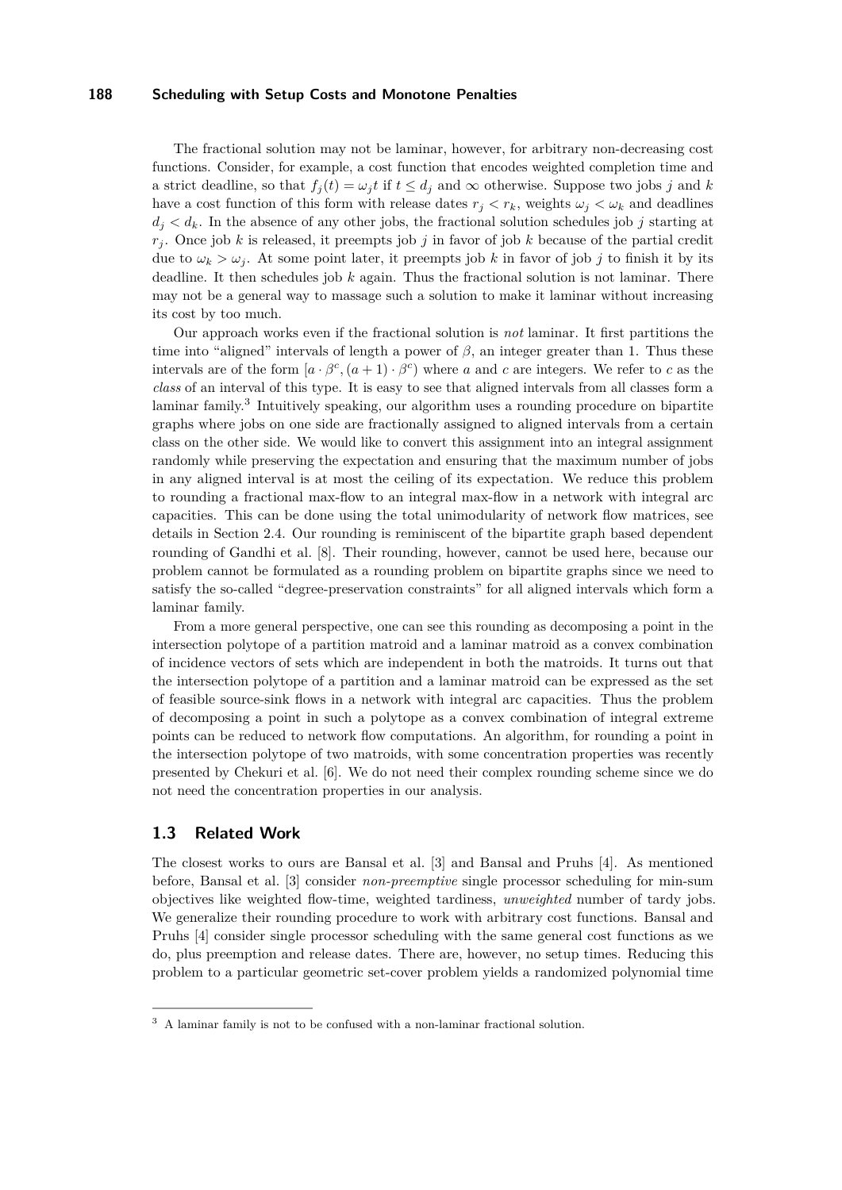The fractional solution may not be laminar, however, for arbitrary non-decreasing cost functions. Consider, for example, a cost function that encodes weighted completion time and a strict deadline, so that $f_j(t) = \omega_j t$ if $t \leq d_j$ and $\infty$ otherwise. Suppose two jobs $j$ and $k$ have a cost function of this form with release dates $r_j < r_k$, weights $\omega_j < \omega_k$ and deadlines $d_j < d_k$. In the absence of any other jobs, the fractional solution schedules job $j$ starting at $r_j$. Once job $k$ is released, it preempts job $j$ in favor of job $k$ because of the partial credit due to $\omega_k > \omega_j$. At some point later, it preempts job $k$ in favor of job $j$ to finish it by its deadline. It then schedules job $k$ again. Thus the fractional solution is not laminar. There may not be a general way to massage such a solution to make it laminar without increasing its cost by too much.

Our approach works even if the fractional solution is *not* laminar. It first partitions the time into "aligned" intervals of length a power of $\beta$, an integer greater than 1. Thus these intervals are of the form $[a \cdot \beta^c, (a+1) \cdot \beta^c)$ where $a$ and $c$ are integers. We refer to $c$ as the *class* of an interval of this type. It is easy to see that aligned intervals from all classes form a laminar family.[3] Intuitively speaking, our algorithm uses a rounding procedure on bipartite graphs where jobs on one side are fractionally assigned to aligned intervals from a certain class on the other side. We would like to convert this assignment into an integral assignment randomly while preserving the expectation and ensuring that the maximum number of jobs in any aligned interval is at most the ceiling of its expectation. We reduce this problem to rounding a fractional max-flow to an integral max-flow in a network with integral arc capacities. This can be done using the total unimodularity of network flow matrices, see details in Section 2.4. Our rounding is reminiscent of the bipartite graph based dependent rounding of Gandhi et al. [8]. Their rounding, however, cannot be used here, because our problem cannot be formulated as a rounding problem on bipartite graphs since we need to satisfy the so-called "degree-preservation constraints" for all aligned intervals which form a laminar family.

From a more general perspective, one can see this rounding as decomposing a point in the intersection polytope of a partition matroid and a laminar matroid as a convex combination of incidence vectors of sets which are independent in both the matroids. It turns out that the intersection polytope of a partition and a laminar matroid can be expressed as the set of feasible source-sink flows in a network with integral arc capacities. Thus the problem of decomposing a point in such a polytope as a convex combination of integral extreme points can be reduced to network flow computations. An algorithm, for rounding a point in the intersection polytope of two matroids, with some concentration properties was recently presented by Chekuri et al. [6]. We do not need their complex rounding scheme since we do not need the concentration properties in our analysis.

## 1.3 Related Work

The closest works to ours are Bansal et al. [3] and Bansal and Pruhs [4]. As mentioned before, Bansal et al. [3] consider *non-preemptive* single processor scheduling for min-sum objectives like weighted flow-time, weighted tardiness, *unweighted* number of tardy jobs. We generalize their rounding procedure to work with arbitrary cost functions. Bansal and Pruhs [4] consider single processor scheduling with the same general cost functions as we do, plus preemption and release dates. There are, however, no setup times. Reducing this problem to a particular geometric set-cover problem yields a randomized polynomial time

[3] A laminar family is not to be confused with a non-laminar fractional solution.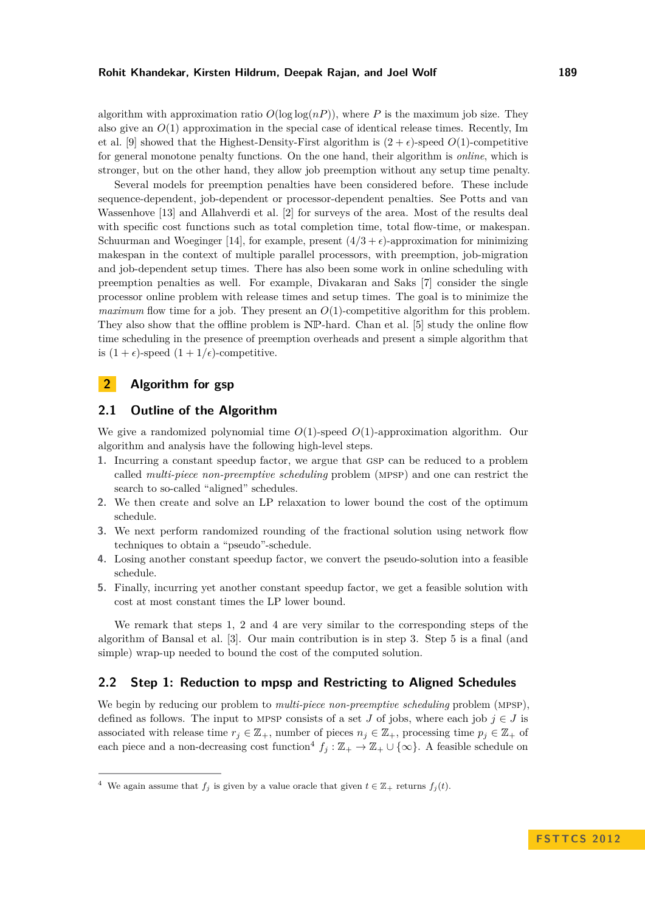algorithm with approximation ratio $O(\log\log(nP))$, where $P$ is the maximum job size. They also give an $O(1)$ approximation in the special case of identical release times. Recently, Im et al. [9] showed that the Highest-Density-First algorithm is $(2+\epsilon)$-speed $O(1)$-competitive for general monotone penalty functions. On the one hand, their algorithm is *online*, which is stronger, but on the other hand, they allow job preemption without any setup time penalty.

Several models for preemption penalties have been considered before. These include sequence-dependent, job-dependent or processor-dependent penalties. See Potts and van Wassenhove [13] and Allahverdi et al. [2] for surveys of the area. Most of the results deal with specific cost functions such as total completion time, total flow-time, or makespan. Schuurman and Woeginger [14], for example, present $(4/3+\epsilon)$-approximation for minimizing makespan in the context of multiple parallel processors, with preemption, job-migration and job-dependent setup times. There has also been some work in online scheduling with preemption penalties as well. For example, Divakaran and Saks [7] consider the single processor online problem with release times and setup times. The goal is to minimize the *maximum* flow time for a job. They present an $O(1)$-competitive algorithm for this problem. They also show that the offline problem is $\mathbb{NP}$-hard. Chan et al. [5] study the online flow time scheduling in the presence of preemption overheads and present a simple algorithm that is $(1+\epsilon)$-speed $(1+1/\epsilon)$-competitive.

## 2 Algorithm for gsp

### 2.1 Outline of the Algorithm

We give a randomized polynomial time $O(1)$-speed $O(1)$-approximation algorithm. Our algorithm and analysis have the following high-level steps.

1. Incurring a constant speedup factor, we argue that GSP can be reduced to a problem called *multi-piece non-preemptive scheduling* problem (MPSP) and one can restrict the search to so-called "aligned" schedules.
2. We then create and solve an LP relaxation to lower bound the cost of the optimum schedule.
3. We next perform randomized rounding of the fractional solution using network flow techniques to obtain a "pseudo"-schedule.
4. Losing another constant speedup factor, we convert the pseudo-solution into a feasible schedule.
5. Finally, incurring yet another constant speedup factor, we get a feasible solution with cost at most constant times the LP lower bound.

We remark that steps 1, 2 and 4 are very similar to the corresponding steps of the algorithm of Bansal et al. [3]. Our main contribution is in step 3. Step 5 is a final (and simple) wrap-up needed to bound the cost of the computed solution.

### 2.2 Step 1: Reduction to mpsp and Restricting to Aligned Schedules

We begin by reducing our problem to *multi-piece non-preemptive scheduling* problem (MPSP), defined as follows. The input to MPSP consists of a set $J$ of jobs, where each job $j \in J$ is associated with release time $r_j \in \mathbb{Z}_+$, number of pieces $n_j \in \mathbb{Z}_+$, processing time $p_j \in \mathbb{Z}_+$ of each piece and a non-decreasing cost function[4] $f_j : \mathbb{Z}_+ \to \mathbb{Z}_+ \cup \{\infty\}$. A feasible schedule on

[4] We again assume that $f_j$ is given by a value oracle that given $t \in \mathbb{Z}_+$ returns $f_j(t)$.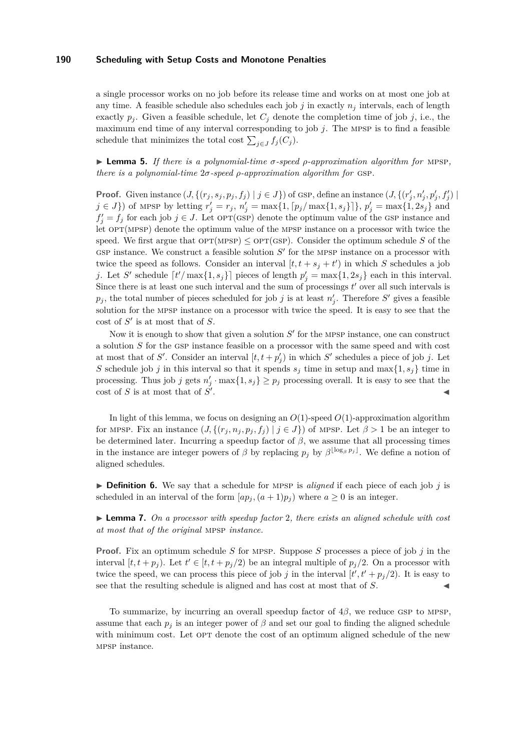a single processor works on no job before its release time and works on at most one job at any time. A feasible schedule also schedules each job $j$ in exactly $n_j$ intervals, each of length exactly $p_j$. Given a feasible schedule, let $C_j$ denote the completion time of job $j$, i.e., the maximum end time of any interval corresponding to job $j$. The MPSP is to find a feasible schedule that minimizes the total cost $\sum_{j \in J} f_j(C_j)$.

▶ **Lemma 5.** *If there is a polynomial-time $\sigma$-speed $\rho$-approximation algorithm for* MPSP*, there is a polynomial-time $2\sigma$-speed $\rho$-approximation algorithm for* GSP*.*

**Proof.** Given instance $(J, \{(r_j, s_j, p_j, f_j) \mid j \in J\})$ of GSP, define an instance $(J, \{(r'_j, n'_j, p'_j, f'_j) \mid j \in J\})$ of MPSP by letting $r'_j = r_j$, $n'_j = \max\{1, \lceil p_j / \max\{1, s_j\} \rceil\}$, $p'_j = \max\{1, 2s_j\}$ and $f'_j = f_j$ for each job $j \in J$. Let OPT(GSP) denote the optimum value of the GSP instance and let OPT(MPSP) denote the optimum value of the MPSP instance on a processor with twice the speed. We first argue that OPT(MPSP) $\leq$ OPT(GSP). Consider the optimum schedule $S$ of the GSP instance. We construct a feasible solution $S'$ for the MPSP instance on a processor with twice the speed as follows. Consider an interval $[t, t + s_j + t')$ in which $S$ schedules a job $j$. Let $S'$ schedule $\lceil t' / \max\{1, s_j\} \rceil$ pieces of length $p'_j = \max\{1, 2s_j\}$ each in this interval. Since there is at least one such interval and the sum of processings $t'$ over all such intervals is $p_j$, the total number of pieces scheduled for job $j$ is at least $n'_j$. Therefore $S'$ gives a feasible solution for the MPSP instance on a processor with twice the speed. It is easy to see that the cost of $S'$ is at most that of $S$.

Now it is enough to show that given a solution $S'$ for the MPSP instance, one can construct a solution $S$ for the GSP instance feasible on a processor with the same speed and with cost at most that of $S'$. Consider an interval $[t, t + p'_j)$ in which $S'$ schedules a piece of job $j$. Let $S$ schedule job $j$ in this interval so that it spends $s_j$ time in setup and $\max\{1, s_j\}$ time in processing. Thus job $j$ gets $n'_j \cdot \max\{1, s_j\} \geq p_j$ processing overall. It is easy to see that the cost of $S$ is at most that of $S'$. ◀

In light of this lemma, we focus on designing an $O(1)$-speed $O(1)$-approximation algorithm for MPSP. Fix an instance $(J, \{(r_j, n_j, p_j, f_j) \mid j \in J\})$ of MPSP. Let $\beta > 1$ be an integer to be determined later. Incurring a speedup factor of $\beta$, we assume that all processing times in the instance are integer powers of $\beta$ by replacing $p_j$ by $\beta^{\lfloor \log_\beta p_j \rfloor}$. We define a notion of aligned schedules.

▶ **Definition 6.** We say that a schedule for MPSP is *aligned* if each piece of each job $j$ is scheduled in an interval of the form $[ap_j, (a+1)p_j)$ where $a \geq 0$ is an integer.

▶ **Lemma 7.** *On a processor with speedup factor 2, there exists an aligned schedule with cost at most that of the original* MPSP *instance.*

**Proof.** Fix an optimum schedule $S$ for MPSP. Suppose $S$ processes a piece of job $j$ in the interval $[t, t + p_j)$. Let $t' \in [t, t + p_j/2)$ be an integral multiple of $p_j/2$. On a processor with twice the speed, we can process this piece of job $j$ in the interval $[t', t' + p_j/2)$. It is easy to see that the resulting schedule is aligned and has cost at most that of $S$. ◀

To summarize, by incurring an overall speedup factor of $4\beta$, we reduce GSP to MPSP, assume that each $p_j$ is an integer power of $\beta$ and set our goal to finding the aligned schedule with minimum cost. Let OPT denote the cost of an optimum aligned schedule of the new MPSP instance.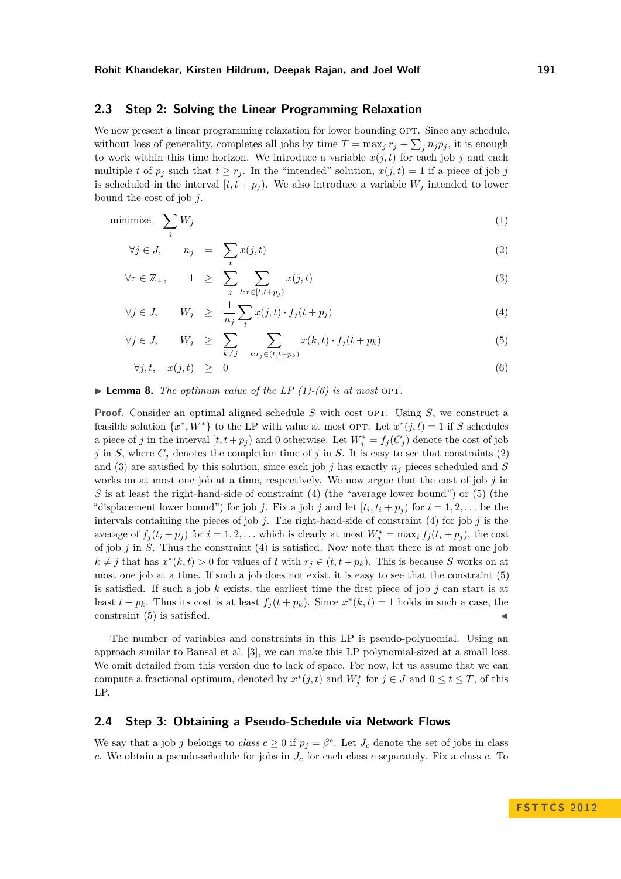## 2.3 Step 2: Solving the Linear Programming Relaxation

We now present a linear programming relaxation for lower bounding OPT. Since any schedule, without loss of generality, completes all jobs by time $T = \max_j r_j + \sum_j n_j p_j$, it is enough to work within this time horizon. We introduce a variable $x(j,t)$ for each job $j$ and each multiple $t$ of $p_j$ such that $t \geq r_j$. In the "intended" solution, $x(j,t) = 1$ if a piece of job $j$ is scheduled in the interval $[t, t+p_j)$. We also introduce a variable $W_j$ intended to lower bound the cost of job $j$.

$$\text{minimize} \quad \sum_j W_j \tag{1}$$

$$\forall j \in J, \qquad n_j \;=\; \sum_t x(j,t) \tag{2}$$

$$\forall \tau \in \mathbb{Z}_+, \qquad 1 \;\geq\; \sum_j \sum_{t: \tau \in [t, t+p_j)} x(j,t) \tag{3}$$

$$\forall j \in J, \qquad W_j \;\geq\; \frac{1}{n_j} \sum_t x(j,t) \cdot f_j(t+p_j) \tag{4}$$

$$\forall j \in J, \qquad W_j \;\geq\; \sum_{k \neq j} \sum_{t: r_j \in (t, t+p_k)} x(k,t) \cdot f_j(t+p_k) \tag{5}$$

$$\forall j, t, \quad x(j,t) \;\geq\; 0 \tag{6}$$

▶ **Lemma 8.** *The optimum value of the LP (1)-(6) is at most* OPT.

**Proof.** Consider an optimal aligned schedule $S$ with cost OPT. Using $S$, we construct a feasible solution $\{x^*, W^*\}$ to the LP with value at most OPT. Let $x^*(j,t) = 1$ if $S$ schedules a piece of $j$ in the interval $[t, t+p_j)$ and 0 otherwise. Let $W_j^* = f_j(C_j)$ denote the cost of job $j$ in $S$, where $C_j$ denotes the completion time of $j$ in $S$. It is easy to see that constraints (2) and (3) are satisfied by this solution, since each job $j$ has exactly $n_j$ pieces scheduled and $S$ works on at most one job at a time, respectively. We now argue that the cost of job $j$ in $S$ is at least the right-hand-side of constraint (4) (the "average lower bound") or (5) (the "displacement lower bound") for job $j$. Fix a job $j$ and let $[t_i, t_i + p_j)$ for $i = 1, 2, \ldots$ be the intervals containing the pieces of job $j$. The right-hand-side of constraint (4) for job $j$ is the average of $f_j(t_i + p_j)$ for $i = 1, 2, \ldots$ which is clearly at most $W_j^* = \max_i f_j(t_i + p_j)$, the cost of job $j$ in $S$. Thus the constraint (4) is satisfied. Now note that there is at most one job $k \neq j$ that has $x^*(k,t) > 0$ for values of $t$ with $r_j \in (t, t+p_k)$. This is because $S$ works on at most one job at a time. If such a job does not exist, it is easy to see that the constraint (5) is satisfied. If such a job $k$ exists, the earliest time the first piece of job $j$ can start is at least $t + p_k$. Thus its cost is at least $f_j(t+p_k)$. Since $x^*(k,t) = 1$ holds in such a case, the constraint (5) is satisfied. ◀

The number of variables and constraints in this LP is pseudo-polynomial. Using an approach similar to Bansal et al. [3], we can make this LP polynomial-sized at a small loss. We omit detailed from this version due to lack of space. For now, let us assume that we can compute a fractional optimum, denoted by $x^*(j,t)$ and $W_j^*$ for $j \in J$ and $0 \leq t \leq T$, of this LP.

## 2.4 Step 3: Obtaining a Pseudo-Schedule via Network Flows

We say that a job $j$ belongs to *class* $c \geq 0$ if $p_j = \beta^c$. Let $J_c$ denote the set of jobs in class $c$. We obtain a pseudo-schedule for jobs in $J_c$ for each class $c$ separately. Fix a class $c$. To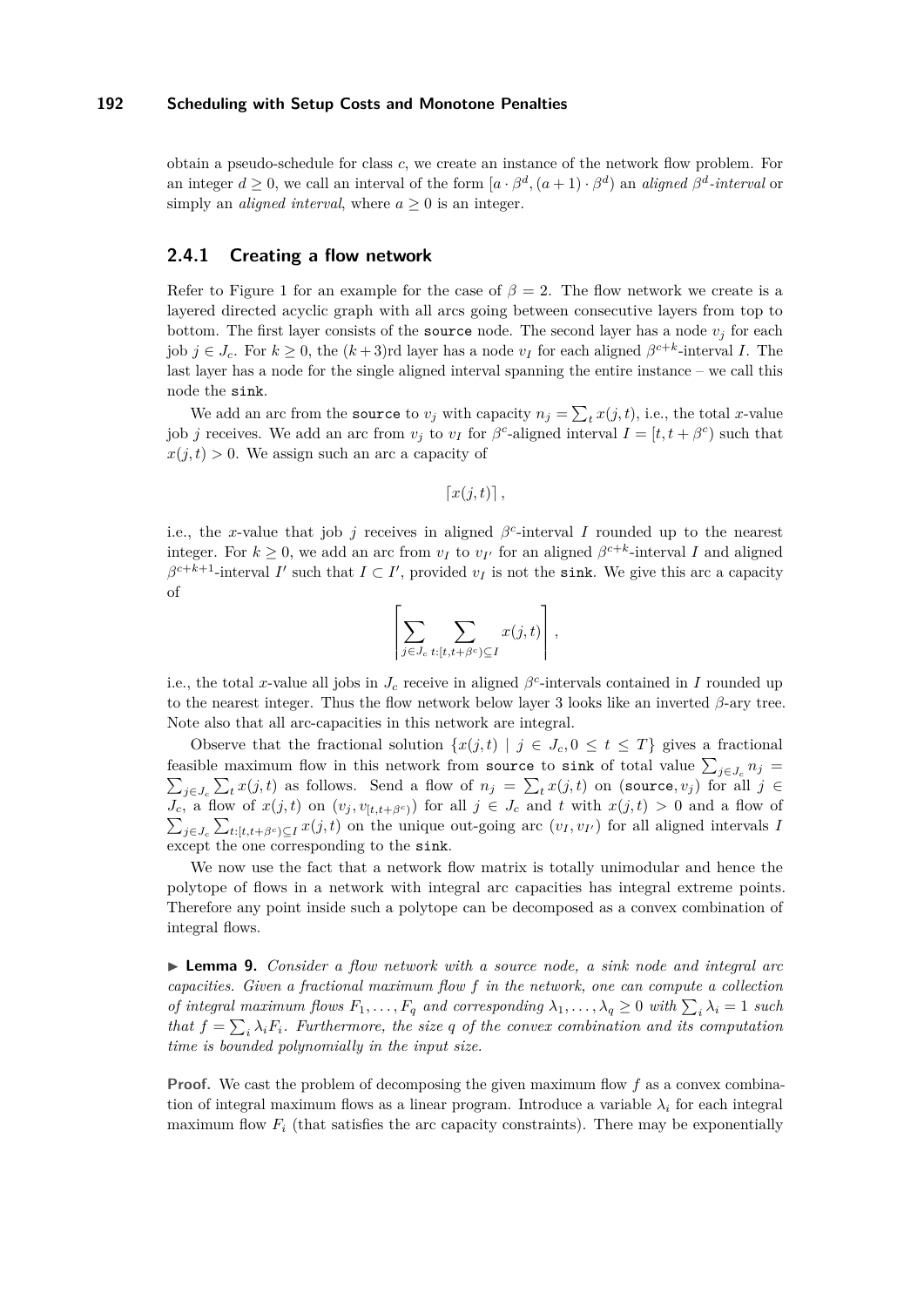obtain a pseudo-schedule for class $c$, we create an instance of the network flow problem. For an integer $d \geq 0$, we call an interval of the form $[a \cdot \beta^d, (a+1) \cdot \beta^d)$ an *aligned $\beta^d$-interval* or simply an *aligned interval*, where $a \geq 0$ is an integer.

### 2.4.1 Creating a flow network

Refer to Figure 1 for an example for the case of $\beta = 2$. The flow network we create is a layered directed acyclic graph with all arcs going between consecutive layers from top to bottom. The first layer consists of the `source` node. The second layer has a node $v_j$ for each job $j \in J_c$. For $k \geq 0$, the $(k+3)$rd layer has a node $v_I$ for each aligned $\beta^{c+k}$-interval $I$. The last layer has a node for the single aligned interval spanning the entire instance – we call this node the `sink`.

We add an arc from the `source` to $v_j$ with capacity $n_j = \sum_t x(j,t)$, i.e., the total $x$-value job $j$ receives. We add an arc from $v_j$ to $v_I$ for $\beta^c$-aligned interval $I = [t, t+\beta^c)$ such that $x(j,t) > 0$. We assign such an arc a capacity of

$$\lceil x(j,t) \rceil ,$$

i.e., the $x$-value that job $j$ receives in aligned $\beta^c$-interval $I$ rounded up to the nearest integer. For $k \geq 0$, we add an arc from $v_I$ to $v_{I'}$ for an aligned $\beta^{c+k}$-interval $I$ and aligned $\beta^{c+k+1}$-interval $I'$ such that $I \subset I'$, provided $v_I$ is not the `sink`. We give this arc a capacity of

$$\left\lceil \sum_{j \in J_c} \sum_{t : [t, t+\beta^c) \subseteq I} x(j,t) \right\rceil ,$$

i.e., the total $x$-value all jobs in $J_c$ receive in aligned $\beta^c$-intervals contained in $I$ rounded up to the nearest integer. Thus the flow network below layer 3 looks like an inverted $\beta$-ary tree. Note also that all arc-capacities in this network are integral.

Observe that the fractional solution $\{x(j,t) \mid j \in J_c, 0 \leq t \leq T\}$ gives a fractional feasible maximum flow in this network from `source` to `sink` of total value $\sum_{j \in J_c} n_j = \sum_{j \in J_c} \sum_t x(j,t)$ as follows. Send a flow of $n_j = \sum_t x(j,t)$ on $(\texttt{source}, v_j)$ for all $j \in J_c$, a flow of $x(j,t)$ on $(v_j, v_{[t,t+\beta^c)})$ for all $j \in J_c$ and $t$ with $x(j,t) > 0$ and a flow of $\sum_{j \in J_c} \sum_{t:[t,t+\beta^c) \subseteq I} x(j,t)$ on the unique out-going arc $(v_I, v_{I'})$ for all aligned intervals $I$ except the one corresponding to the `sink`.

We now use the fact that a network flow matrix is totally unimodular and hence the polytope of flows in a network with integral arc capacities has integral extreme points. Therefore any point inside such a polytope can be decomposed as a convex combination of integral flows.

▶ **Lemma 9.** *Consider a flow network with a source node, a sink node and integral arc capacities. Given a fractional maximum flow $f$ in the network, one can compute a collection of integral maximum flows $F_1, \ldots, F_q$ and corresponding $\lambda_1, \ldots, \lambda_q \geq 0$ with $\sum_i \lambda_i = 1$ such that $f = \sum_i \lambda_i F_i$. Furthermore, the size $q$ of the convex combination and its computation time is bounded polynomially in the input size.*

**Proof.** We cast the problem of decomposing the given maximum flow $f$ as a convex combination of integral maximum flows as a linear program. Introduce a variable $\lambda_i$ for each integral maximum flow $F_i$ (that satisfies the arc capacity constraints). There may be exponentially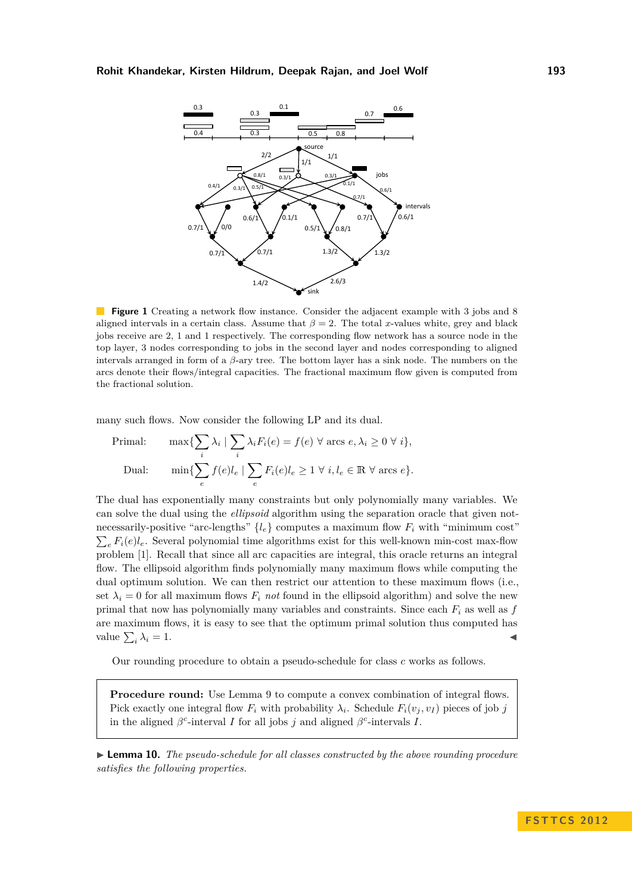**Figure 1** Creating a network flow instance. Consider the adjacent example with 3 jobs and 8 aligned intervals in a certain class. Assume that $\beta = 2$. The total $x$-values white, grey and black jobs receive are 2, 1 and 1 respectively. The corresponding flow network has a source node in the top layer, 3 nodes corresponding to jobs in the second layer and nodes corresponding to aligned intervals arranged in form of a $\beta$-ary tree. The bottom layer has a sink node. The numbers on the arcs denote their flows/integral capacities. The fractional maximum flow given is computed from the fractional solution.

many such flows. Now consider the following LP and its dual.

$$\text{Primal:} \qquad \max\{\sum_i \lambda_i \mid \sum_i \lambda_i F_i(e) = f(e) \ \forall \text{ arcs } e, \lambda_i \geq 0 \ \forall \ i\},$$

$$\text{Dual:} \qquad \min\{\sum_e f(e) l_e \mid \sum_e F_i(e) l_e \geq 1 \ \forall \ i, l_e \in \mathbb{R} \ \forall \text{ arcs } e\}.$$

The dual has exponentially many constraints but only polynomially many variables. We can solve the dual using the *ellipsoid* algorithm using the separation oracle that given not-necessarily-positive "arc-lengths" $\{l_e\}$ computes a maximum flow $F_i$ with "minimum cost" $\sum_e F_i(e) l_e$. Several polynomial time algorithms exist for this well-known min-cost max-flow problem [1]. Recall that since all arc capacities are integral, this oracle returns an integral flow. The ellipsoid algorithm finds polynomially many maximum flows while computing the dual optimum solution. We can then restrict our attention to these maximum flows (i.e., set $\lambda_i = 0$ for all maximum flows $F_i$ *not* found in the ellipsoid algorithm) and solve the new primal that now has polynomially many variables and constraints. Since each $F_i$ as well as $f$ are maximum flows, it is easy to see that the optimum primal solution thus computed has value $\sum_i \lambda_i = 1$. ◀

Our rounding procedure to obtain a pseudo-schedule for class $c$ works as follows.

> **Procedure round:** Use Lemma 9 to compute a convex combination of integral flows. Pick exactly one integral flow $F_i$ with probability $\lambda_i$. Schedule $F_i(v_j, v_I)$ pieces of job $j$ in the aligned $\beta^c$-interval $I$ for all jobs $j$ and aligned $\beta^c$-intervals $I$.

▶ **Lemma 10.** *The pseudo-schedule for all classes constructed by the above rounding procedure satisfies the following properties.*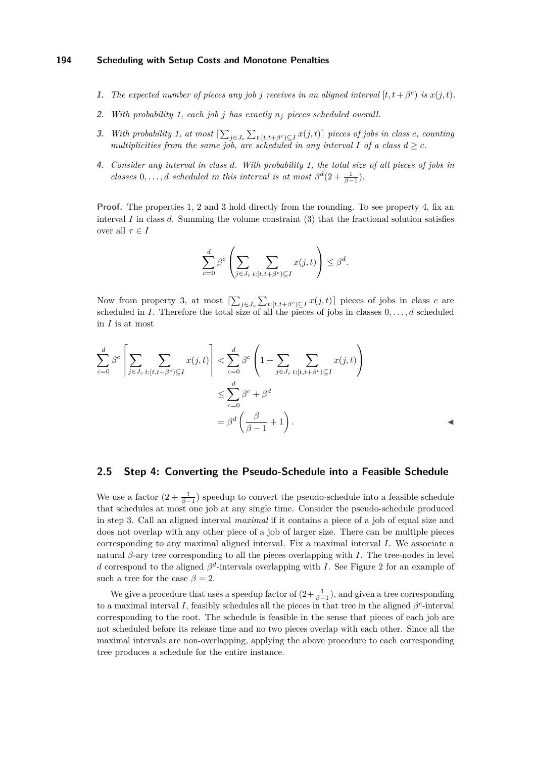1. *The expected number of pieces any job $j$ receives in an aligned interval $[t, t+\beta^c)$ is $x(j,t)$.*
2. *With probability 1, each job $j$ has exactly $n_j$ pieces scheduled overall.*
3. *With probability 1, at most $\lceil \sum_{j \in J_c} \sum_{t:[t,t+\beta^c) \subseteq I} x(j,t) \rceil$ pieces of jobs in class c, counting multiplicities from the same job, are scheduled in any interval $I$ of a class $d \geq c$.*
4. *Consider any interval in class $d$. With probability 1, the total size of all pieces of jobs in classes $0, \ldots, d$ scheduled in this interval is at most $\beta^d(2 + \frac{1}{\beta - 1})$.*

**Proof.** The properties 1, 2 and 3 hold directly from the rounding. To see property 4, fix an interval $I$ in class $d$. Summing the volume constraint (3) that the fractional solution satisfies over all $\tau \in I$

$$\sum_{c=0}^{d} \beta^c \left( \sum_{j \in J_c} \sum_{t:[t,t+\beta^c) \subseteq I} x(j,t) \right) \leq \beta^d.$$

Now from property 3, at most $\lceil \sum_{j \in J_c} \sum_{t:[t,t+\beta^c) \subseteq I} x(j,t) \rceil$ pieces of jobs in class $c$ are scheduled in $I$. Therefore the total size of all the pieces of jobs in classes $0, \ldots, d$ scheduled in $I$ is at most

$$\begin{aligned}
\sum_{c=0}^{d} \beta^c \left\lceil \sum_{j \in J_c} \sum_{t:[t,t+\beta^c) \subseteq I} x(j,t) \right\rceil &< \sum_{c=0}^{d} \beta^c \left( 1 + \sum_{j \in J_c} \sum_{t:[t,t+\beta^c) \subseteq I} x(j,t) \right) \\
&\leq \sum_{c=0}^{d} \beta^c + \beta^d \\
&= \beta^d \left( \frac{\beta}{\beta - 1} + 1 \right).
\end{aligned}$$

◀

## 2.5 Step 4: Converting the Pseudo-Schedule into a Feasible Schedule

We use a factor $(2 + \frac{1}{\beta-1})$ speedup to convert the pseudo-schedule into a feasible schedule that schedules at most one job at any single time. Consider the pseudo-schedule produced in step 3. Call an aligned interval *maximal* if it contains a piece of a job of equal size and does not overlap with any other piece of a job of larger size. There can be multiple pieces corresponding to any maximal aligned interval. Fix a maximal interval $I$. We associate a natural $\beta$-ary tree corresponding to all the pieces overlapping with $I$. The tree-nodes in level $d$ correspond to the aligned $\beta^d$-intervals overlapping with $I$. See Figure 2 for an example of such a tree for the case $\beta = 2$.

We give a procedure that uses a speedup factor of $(2 + \frac{1}{\beta-1})$, and given a tree corresponding to a maximal interval $I$, feasibly schedules all the pieces in that tree in the aligned $\beta^c$-interval corresponding to the root. The schedule is feasible in the sense that pieces of each job are not scheduled before its release time and no two pieces overlap with each other. Since all the maximal intervals are non-overlapping, applying the above procedure to each corresponding tree produces a schedule for the entire instance.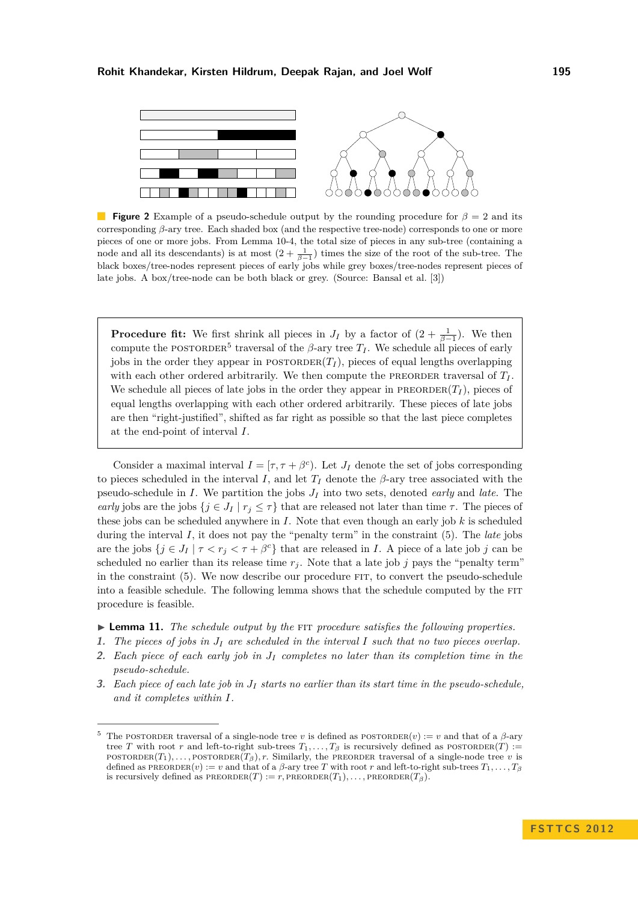**Figure 2** Example of a pseudo-schedule output by the rounding procedure for $\beta = 2$ and its corresponding $\beta$-ary tree. Each shaded box (and the respective tree-node) corresponds to one or more pieces of one or more jobs. From Lemma 10-4, the total size of pieces in any sub-tree (containing a node and all its descendants) is at most $(2 + \frac{1}{\beta-1})$ times the size of the root of the sub-tree. The black boxes/tree-nodes represent pieces of early jobs while grey boxes/tree-nodes represent pieces of late jobs. A box/tree-node can be both black or grey. (Source: Bansal et al. [3])

> **Procedure fit:** We first shrink all pieces in $J_I$ by a factor of $(2 + \frac{1}{\beta-1})$. We then compute the POSTORDER[5] traversal of the $\beta$-ary tree $T_I$. We schedule all pieces of early jobs in the order they appear in POSTORDER$(T_I)$, pieces of equal lengths overlapping with each other ordered arbitrarily. We then compute the PREORDER traversal of $T_I$. We schedule all pieces of late jobs in the order they appear in PREORDER$(T_I)$, pieces of equal lengths overlapping with each other ordered arbitrarily. These pieces of late jobs are then "right-justified", shifted as far right as possible so that the last piece completes at the end-point of interval $I$.

Consider a maximal interval $I = [\tau, \tau + \beta^c)$. Let $J_I$ denote the set of jobs corresponding to pieces scheduled in the interval $I$, and let $T_I$ denote the $\beta$-ary tree associated with the pseudo-schedule in $I$. We partition the jobs $J_I$ into two sets, denoted *early* and *late*. The *early* jobs are the jobs $\{j \in J_I \mid r_j \le \tau\}$ that are released not later than time $\tau$. The pieces of these jobs can be scheduled anywhere in $I$. Note that even though an early job $k$ is scheduled during the interval $I$, it does not pay the "penalty term" in the constraint (5). The *late* jobs are the jobs $\{j \in J_I \mid \tau < r_j < \tau + \beta^c\}$ that are released in $I$. A piece of a late job $j$ can be scheduled no earlier than its release time $r_j$. Note that a late job $j$ pays the "penalty term" in the constraint (5). We now describe our procedure FIT, to convert the pseudo-schedule into a feasible schedule. The following lemma shows that the schedule computed by the FIT procedure is feasible.

▶ **Lemma 11.** *The schedule output by the* FIT *procedure satisfies the following properties.*

1. *The pieces of jobs in $J_I$ are scheduled in the interval $I$ such that no two pieces overlap.*
2. *Each piece of each early job in $J_I$ completes no later than its completion time in the pseudo-schedule.*
3. *Each piece of each late job in $J_I$ starts no earlier than its start time in the pseudo-schedule, and it completes within $I$.*

---

[5] The POSTORDER traversal of a single-node tree $v$ is defined as POSTORDER$(v) := v$ and that of a $\beta$-ary tree $T$ with root $r$ and left-to-right sub-trees $T_1, \ldots, T_\beta$ is recursively defined as POSTORDER$(T) :=$ POSTORDER$(T_1), \ldots,$ POSTORDER$(T_\beta), r$. Similarly, the PREORDER traversal of a single-node tree $v$ is defined as PREORDER$(v) := v$ and that of a $\beta$-ary tree $T$ with root $r$ and left-to-right sub-trees $T_1, \ldots, T_\beta$ is recursively defined as PREORDER$(T) := r,$ PREORDER$(T_1), \ldots,$ PREORDER$(T_\beta)$.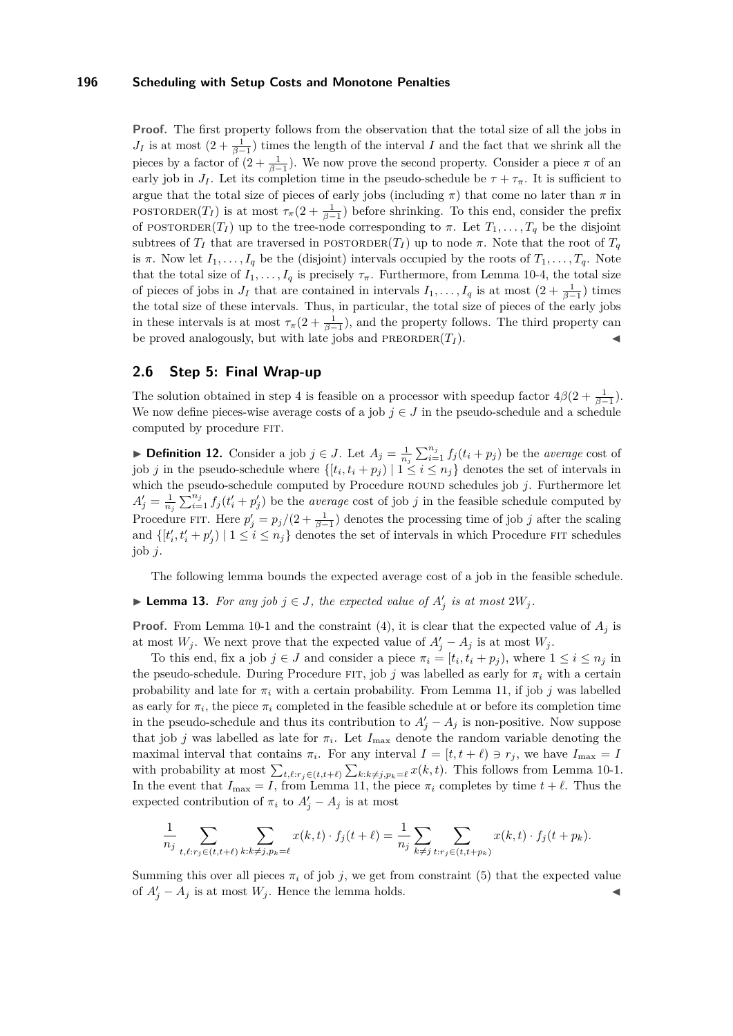**Proof.** The first property follows from the observation that the total size of all the jobs in $J_I$ is at most $(2 + \frac{1}{\beta-1})$ times the length of the interval $I$ and the fact that we shrink all the pieces by a factor of $(2 + \frac{1}{\beta-1})$. We now prove the second property. Consider a piece $\pi$ of an early job in $J_I$. Let its completion time in the pseudo-schedule be $\tau + \tau_\pi$. It is sufficient to argue that the total size of pieces of early jobs (including $\pi$) that come no later than $\pi$ in POSTORDER($T_I$) is at most $\tau_\pi(2 + \frac{1}{\beta-1})$ before shrinking. To this end, consider the prefix of POSTORDER($T_I$) up to the tree-node corresponding to $\pi$. Let $T_1, \ldots, T_q$ be the disjoint subtrees of $T_I$ that are traversed in POSTORDER($T_I$) up to node $\pi$. Note that the root of $T_q$ is $\pi$. Now let $I_1, \ldots, I_q$ be the (disjoint) intervals occupied by the roots of $T_1, \ldots, T_q$. Note that the total size of $I_1, \ldots, I_q$ is precisely $\tau_\pi$. Furthermore, from Lemma 10-4, the total size of pieces of jobs in $J_I$ that are contained in intervals $I_1, \ldots, I_q$ is at most $(2 + \frac{1}{\beta-1})$ times the total size of these intervals. Thus, in particular, the total size of pieces of the early jobs in these intervals is at most $\tau_\pi(2 + \frac{1}{\beta-1})$, and the property follows. The third property can be proved analogously, but with late jobs and PREORDER($T_I$). ◀

## 2.6 Step 5: Final Wrap-up

The solution obtained in step 4 is feasible on a processor with speedup factor $4\beta(2 + \frac{1}{\beta-1})$. We now define pieces-wise average costs of a job $j \in J$ in the pseudo-schedule and a schedule computed by procedure FIT.

▶ **Definition 12.** Consider a job $j \in J$. Let $A_j = \frac{1}{n_j} \sum_{i=1}^{n_j} f_j(t_i + p_j)$ be the *average* cost of job $j$ in the pseudo-schedule where $\{[t_i, t_i + p_j) \mid 1 \le i \le n_j\}$ denotes the set of intervals in which the pseudo-schedule computed by Procedure ROUND schedules job $j$. Furthermore let $A'_j = \frac{1}{n_j} \sum_{i=1}^{n_j} f_j(t'_i + p'_j)$ be the *average* cost of job $j$ in the feasible schedule computed by Procedure FIT. Here $p'_j = p_j/(2 + \frac{1}{\beta-1})$ denotes the processing time of job $j$ after the scaling and $\{[t'_i, t'_i + p'_j) \mid 1 \le i \le n_j\}$ denotes the set of intervals in which Procedure FIT schedules job $j$.

The following lemma bounds the expected average cost of a job in the feasible schedule.

▶ **Lemma 13.** *For any job $j \in J$, the expected value of $A'_j$ is at most $2W_j$.*

**Proof.** From Lemma 10-1 and the constraint (4), it is clear that the expected value of $A_j$ is at most $W_j$. We next prove that the expected value of $A'_j - A_j$ is at most $W_j$.

To this end, fix a job $j \in J$ and consider a piece $\pi_i = [t_i, t_i + p_j)$, where $1 \le i \le n_j$ in the pseudo-schedule. During Procedure FIT, job $j$ was labelled as early for $\pi_i$ with a certain probability and late for $\pi_i$ with a certain probability. From Lemma 11, if job $j$ was labelled as early for $\pi_i$, the piece $\pi_i$ completed in the feasible schedule at or before its completion time in the pseudo-schedule and thus its contribution to $A'_j - A_j$ is non-positive. Now suppose that job $j$ was labelled as late for $\pi_i$. Let $I_{\max}$ denote the random variable denoting the maximal interval that contains $\pi_i$. For any interval $I = [t, t + \ell) \ni r_j$, we have $I_{\max} = I$ with probability at most $\sum_{t,\ell : r_j \in (t, t+\ell)} \sum_{k : k \ne j, p_k = \ell} x(k, t)$. This follows from Lemma 10-1. In the event that $I_{\max} = I$, from Lemma 11, the piece $\pi_i$ completes by time $t + \ell$. Thus the expected contribution of $\pi_i$ to $A'_j - A_j$ is at most

$$\frac{1}{n_j} \sum_{t,\ell : r_j \in (t, t+\ell)} \sum_{k : k \ne j, p_k = \ell} x(k, t) \cdot f_j(t + \ell) = \frac{1}{n_j} \sum_{k \ne j} \sum_{t : r_j \in (t, t+p_k)} x(k, t) \cdot f_j(t + p_k).$$

Summing this over all pieces $\pi_i$ of job $j$, we get from constraint (5) that the expected value of $A'_j - A_j$ is at most $W_j$. Hence the lemma holds. ◀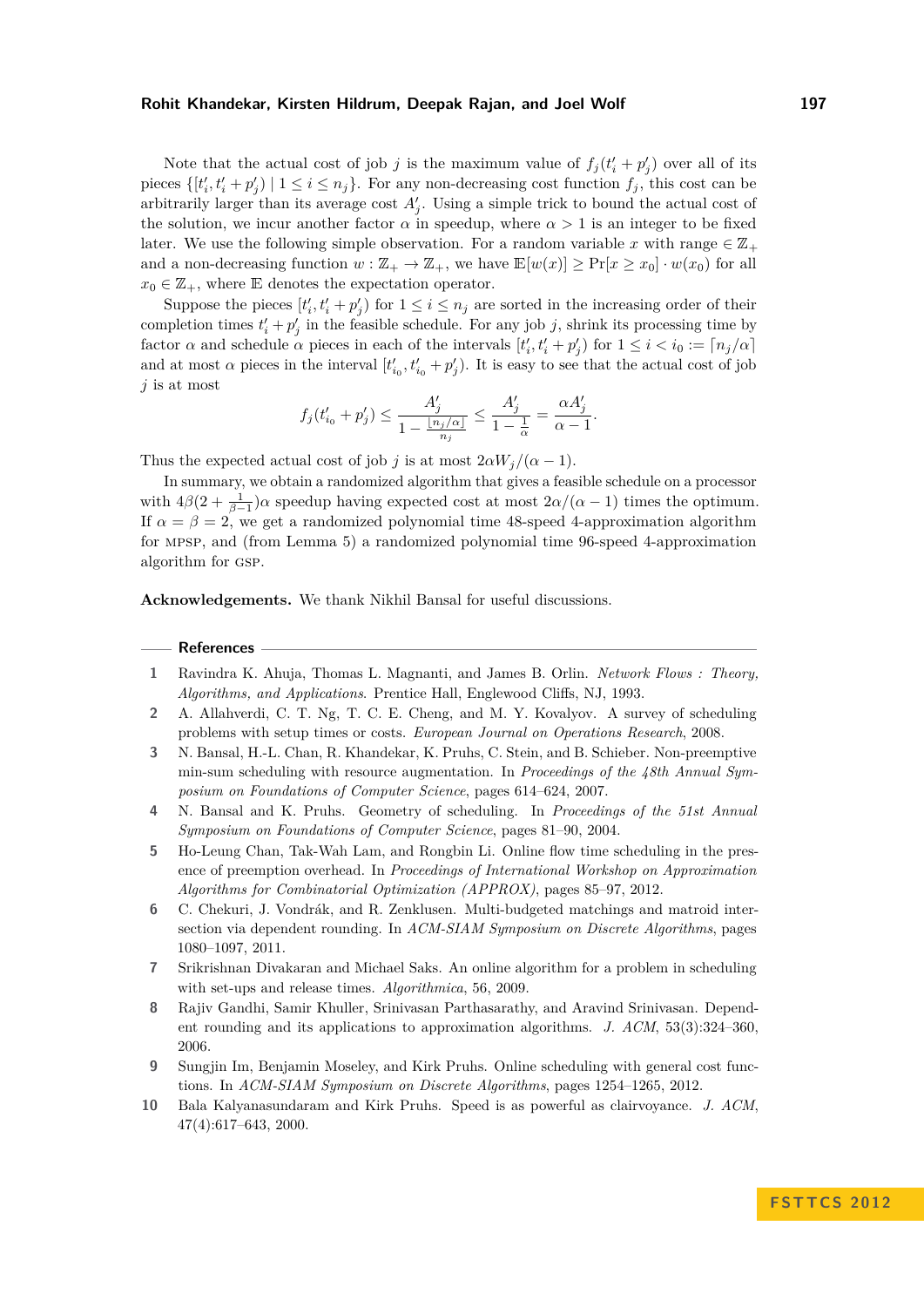Note that the actual cost of job $j$ is the maximum value of $f_j(t'_i + p'_j)$ over all of its pieces $\{[t'_i, t'_i + p'_j) \mid 1 \le i \le n_j\}$. For any non-decreasing cost function $f_j$, this cost can be arbitrarily larger than its average cost $A'_j$. Using a simple trick to bound the actual cost of the solution, we incur another factor $\alpha$ in speedup, where $\alpha > 1$ is an integer to be fixed later. We use the following simple observation. For a random variable $x$ with range $\in \mathbb{Z}_+$ and a non-decreasing function $w : \mathbb{Z}_+ \to \mathbb{Z}_+$, we have $\mathbb{E}[w(x)] \ge \Pr[x \ge x_0] \cdot w(x_0)$ for all $x_0 \in \mathbb{Z}_+$, where $\mathbb{E}$ denotes the expectation operator.

Suppose the pieces $[t'_i, t'_i + p'_j)$ for $1 \le i \le n_j$ are sorted in the increasing order of their completion times $t'_i + p'_j$ in the feasible schedule. For any job $j$, shrink its processing time by factor $\alpha$ and schedule $\alpha$ pieces in each of the intervals $[t'_i, t'_i + p'_j)$ for $1 \le i < i_0 := \lceil n_j/\alpha \rceil$ and at most $\alpha$ pieces in the interval $[t'_{i_0}, t'_{i_0} + p'_j)$. It is easy to see that the actual cost of job $j$ is at most

$$f_j(t'_{i_0} + p'_j) \le \frac{A'_j}{1 - \frac{\lfloor n_j/\alpha \rfloor}{n_j}} \le \frac{A'_j}{1 - \frac{1}{\alpha}} = \frac{\alpha A'_j}{\alpha - 1}.$$

Thus the expected actual cost of job $j$ is at most $2\alpha W_j/(\alpha - 1)$.

In summary, we obtain a randomized algorithm that gives a feasible schedule on a processor with $4\beta(2 + \frac{1}{\beta-1})\alpha$ speedup having expected cost at most $2\alpha/(\alpha - 1)$ times the optimum. If $\alpha = \beta = 2$, we get a randomized polynomial time 48-speed 4-approximation algorithm for MPSP, and (from Lemma 5) a randomized polynomial time 96-speed 4-approximation algorithm for GSP.

**Acknowledgements.** We thank Nikhil Bansal for useful discussions.

## References

1. Ravindra K. Ahuja, Thomas L. Magnanti, and James B. Orlin. *Network Flows : Theory, Algorithms, and Applications*. Prentice Hall, Englewood Cliffs, NJ, 1993.
2. A. Allahverdi, C. T. Ng, T. C. E. Cheng, and M. Y. Kovalyov. A survey of scheduling problems with setup times or costs. *European Journal on Operations Research*, 2008.
3. N. Bansal, H.-L. Chan, R. Khandekar, K. Pruhs, C. Stein, and B. Schieber. Non-preemptive min-sum scheduling with resource augmentation. In *Proceedings of the 48th Annual Symposium on Foundations of Computer Science*, pages 614–624, 2007.
4. N. Bansal and K. Pruhs. Geometry of scheduling. In *Proceedings of the 51st Annual Symposium on Foundations of Computer Science*, pages 81–90, 2004.
5. Ho-Leung Chan, Tak-Wah Lam, and Rongbin Li. Online flow time scheduling in the presence of preemption overhead. In *Proceedings of International Workshop on Approximation Algorithms for Combinatorial Optimization (APPROX)*, pages 85–97, 2012.
6. C. Chekuri, J. Vondrák, and R. Zenklusen. Multi-budgeted matchings and matroid intersection via dependent rounding. In *ACM-SIAM Symposium on Discrete Algorithms*, pages 1080–1097, 2011.
7. Srikrishnan Divakaran and Michael Saks. An online algorithm for a problem in scheduling with set-ups and release times. *Algorithmica*, 56, 2009.
8. Rajiv Gandhi, Samir Khuller, Srinivasan Parthasarathy, and Aravind Srinivasan. Dependent rounding and its applications to approximation algorithms. *J. ACM*, 53(3):324–360, 2006.
9. Sungjin Im, Benjamin Moseley, and Kirk Pruhs. Online scheduling with general cost functions. In *ACM-SIAM Symposium on Discrete Algorithms*, pages 1254–1265, 2012.
10. Bala Kalyanasundaram and Kirk Pruhs. Speed is as powerful as clairvoyance. *J. ACM*, 47(4):617–643, 2000.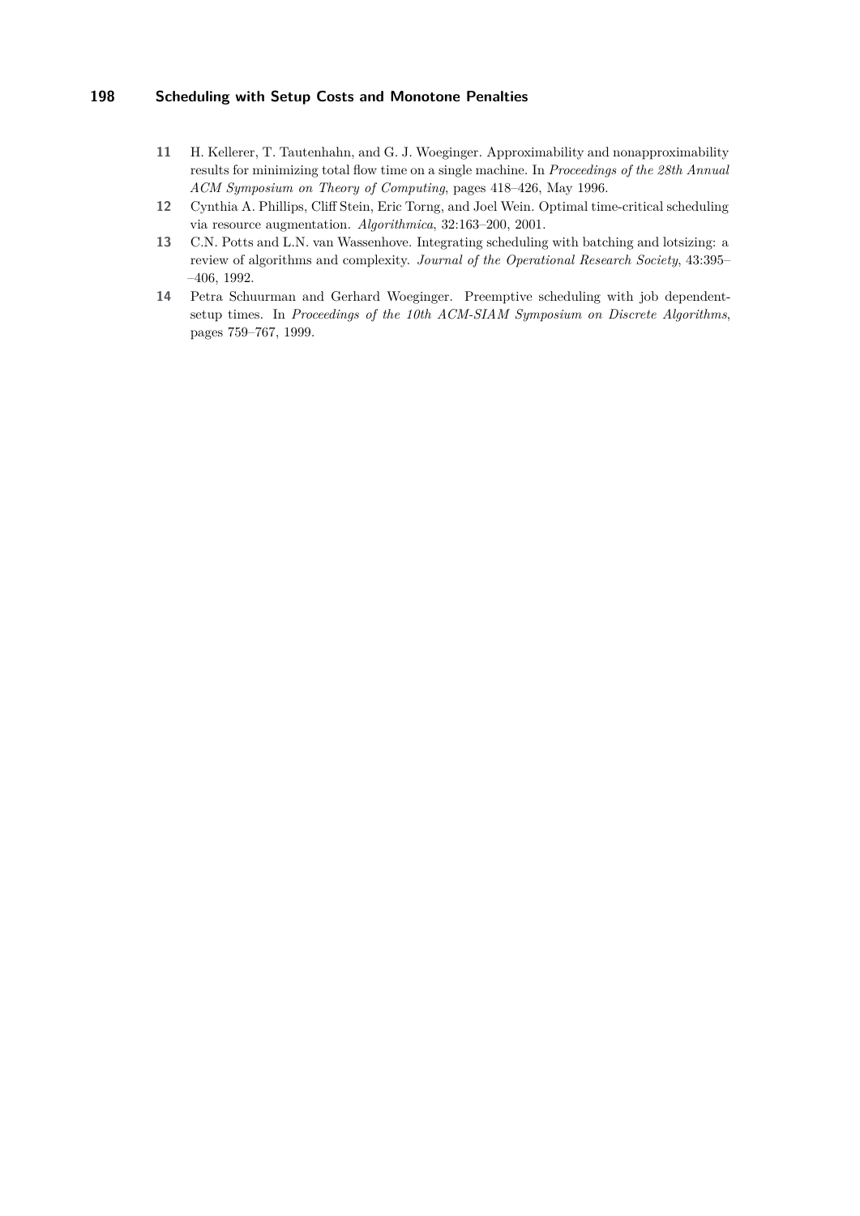11 H. Kellerer, T. Tautenhahn, and G. J. Woeginger. Approximability and nonapproximability results for minimizing total flow time on a single machine. In *Proceedings of the 28th Annual ACM Symposium on Theory of Computing*, pages 418–426, May 1996.

12 Cynthia A. Phillips, Cliff Stein, Eric Torng, and Joel Wein. Optimal time-critical scheduling via resource augmentation. *Algorithmica*, 32:163–200, 2001.

13 C.N. Potts and L.N. van Wassenhove. Integrating scheduling with batching and lotsizing: a review of algorithms and complexity. *Journal of the Operational Research Society*, 43:395––406, 1992.

14 Petra Schuurman and Gerhard Woeginger. Preemptive scheduling with job dependent-setup times. In *Proceedings of the 10th ACM-SIAM Symposium on Discrete Algorithms*, pages 759–767, 1999.